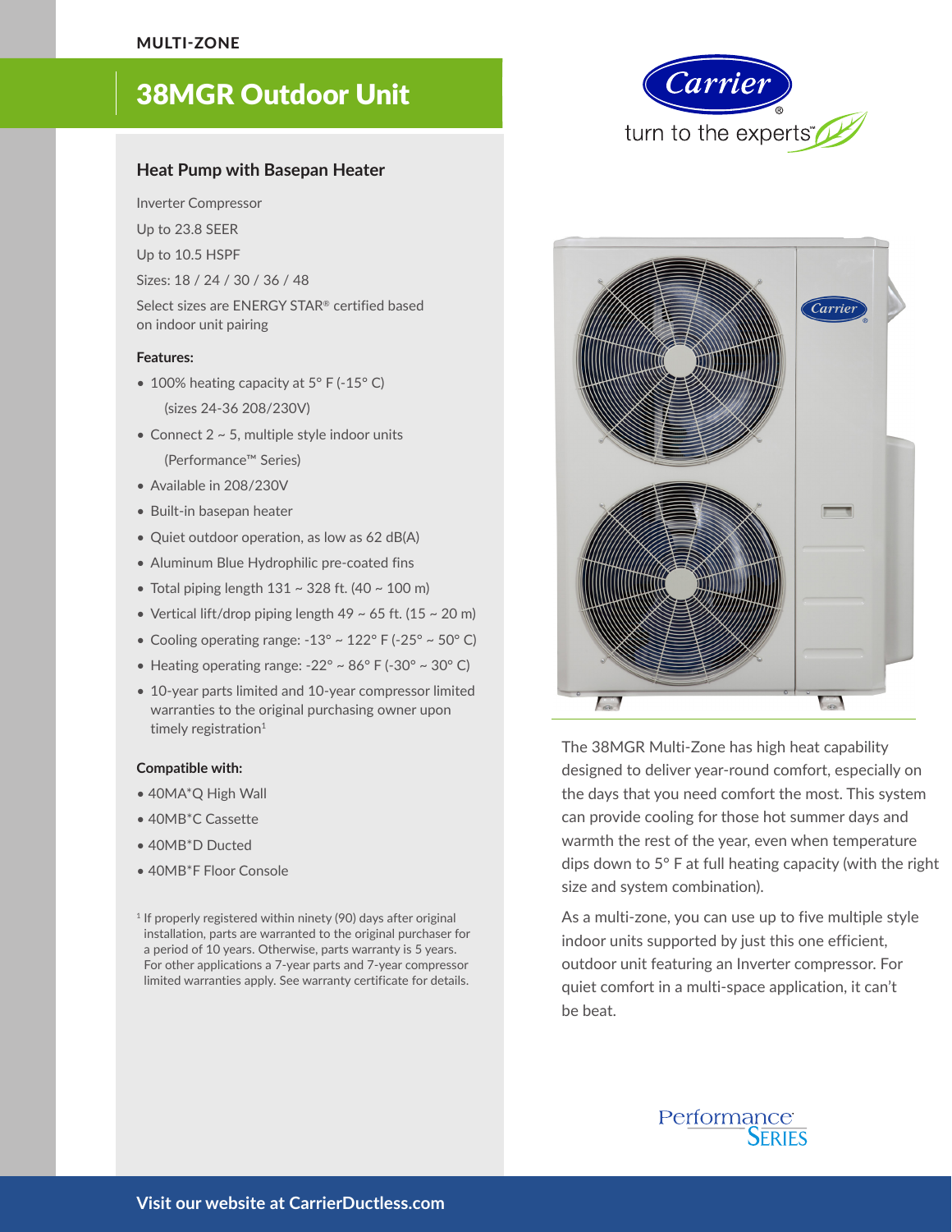MULTI-ZONE

# 38MGR Outdoor Unit

## Heat Pump with Basepan Heater

Inverter Compressor

Up to 23.8 SEER

Up to 10.5 HSPF

Sizes: 18 / 24 / 30 / 36 / 48

Select sizes are ENERGY STAR® certified based on indoor unit pairing

**Features:**

- 100% heating capacity at 5° F (-15° C) (sizes 24-36 208/230V)
- Connect 2 ~ 5, multiple style indoor units (Performance™ Series)
- Available in 208/230V
- Built-in basepan heater
- Quiet outdoor operation, as low as 62 dB(A)
- Aluminum Blue Hydrophilic pre-coated fins
- Total piping length 131 ~ 328 ft. (40 ~ 100 m)
- Vertical lift/drop piping length 49 ~ 65 ft. (15 ~ 20 m)
- Cooling operating range: -13° ~ 122° F (-25° ~ 50° C)
- Heating operating range: -22° ~ 86° F (-30° ~ 30° C)
- 10-year parts limited and 10-year compressor limited warranties to the original purchasing owner upon timely registration[1]

**Compatible with:**

- 40MA*Q High Wall
- 40MB*C Cassette
- 40MB*D Ducted
- 40MB*F Floor Console

[1] If properly registered within ninety (90) days after original installation, parts are warranted to the original purchaser for a period of 10 years. Otherwise, parts warranty is 5 years. For other applications a 7-year parts and 7-year compressor limited warranties apply. See warranty certificate for details.

Carrier turn to the experts™

The 38MGR Multi-Zone has high heat capability designed to deliver year-round comfort, especially on the days that you need comfort the most. This system can provide cooling for those hot summer days and warmth the rest of the year, even when temperature dips down to 5° F at full heating capacity (with the right size and system combination).

As a multi-zone, you can use up to five multiple style indoor units supported by just this one efficient, outdoor unit featuring an Inverter compressor. For quiet comfort in a multi-space application, it can't be beat.

Performance Series

Visit our website at CarrierDuctless.com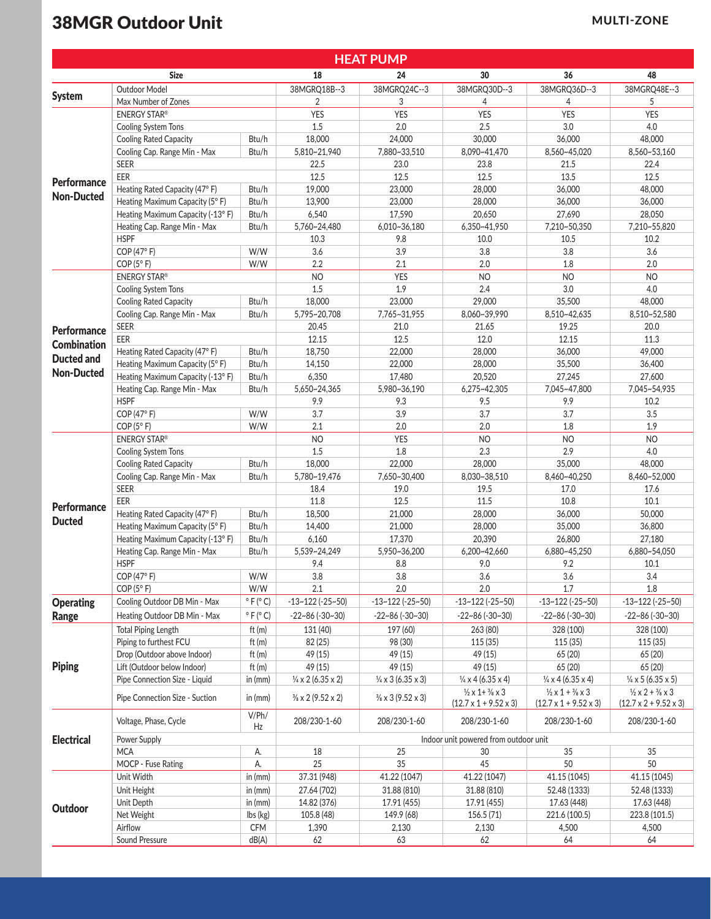# 38MGR Outdoor Unit

MULTI-ZONE

| HEAT PUMP | | | | | | | |
|---|---|---|---|---|---|---|---|
| Size | | | 18 | 24 | 30 | 36 | 48 |
| **System** | Outdoor Model | | 38MGRQ18B--3 | 38MGRQ24C--3 | 38MGRQ30D--3 | 38MGRQ36D--3 | 38MGRQ48E--3 |
| | Max Number of Zones | | 2 | 3 | 4 | 4 | 5 |
| **Performance Non-Ducted** | ENERGY STAR® | | YES | YES | YES | YES | YES |
| | Cooling System Tons | | 1.5 | 2.0 | 2.5 | 3.0 | 4.0 |
| | Cooling Rated Capacity | Btu/h | 18,000 | 24,000 | 30,000 | 36,000 | 48,000 |
| | Cooling Cap. Range Min - Max | Btu/h | 5,810~21,940 | 7,880~33,510 | 8,090~41,470 | 8,560~45,020 | 8,560~53,160 |
| | SEER | | 22.5 | 23.0 | 23.8 | 21.5 | 22.4 |
| | EER | | 12.5 | 12.5 | 12.5 | 13.5 | 12.5 |
| | Heating Rated Capacity (47° F) | Btu/h | 19,000 | 23,000 | 28,000 | 36,000 | 48,000 |
| | Heating Maximum Capacity (5° F) | Btu/h | 13,900 | 23,000 | 28,000 | 36,000 | 36,000 |
| | Heating Maximum Capacity (-13° F) | Btu/h | 6,540 | 17,590 | 20,650 | 27,690 | 28,050 |
| | Heating Cap. Range Min - Max | Btu/h | 5,760~24,480 | 6,010~36,180 | 6,350~41,950 | 7,210~50,350 | 7,210~55,820 |
| | HSPF | | 10.3 | 9.8 | 10.0 | 10.5 | 10.2 |
| | COP (47° F) | W/W | 3.6 | 3.9 | 3.8 | 3.8 | 3.6 |
| | COP (5° F) | W/W | 2.2 | 2.1 | 2.0 | 1.8 | 2.0 |
| **Performance Combination Ducted and Non-Ducted** | ENERGY STAR® | | NO | YES | NO | NO | NO |
| | Cooling System Tons | | 1.5 | 1.9 | 2.4 | 3.0 | 4.0 |
| | Cooling Rated Capacity | Btu/h | 18,000 | 23,000 | 29,000 | 35,500 | 48,000 |
| | Cooling Cap. Range Min - Max | Btu/h | 5,795~20,708 | 7,765~31,955 | 8,060~39,990 | 8,510~42,635 | 8,510~52,580 |
| | SEER | | 20.45 | 21.0 | 21.65 | 19.25 | 20.0 |
| | EER | | 12.15 | 12.5 | 12.0 | 12.15 | 11.3 |
| | Heating Rated Capacity (47° F) | Btu/h | 18,750 | 22,000 | 28,000 | 36,000 | 49,000 |
| | Heating Maximum Capacity (5° F) | Btu/h | 14,150 | 22,000 | 28,000 | 35,500 | 36,400 |
| | Heating Maximum Capacity (-13° F) | Btu/h | 6,350 | 17,480 | 20,520 | 27,245 | 27,600 |
| | Heating Cap. Range Min - Max | Btu/h | 5,650~24,365 | 5,980~36,190 | 6,275~42,305 | 7,045~47,800 | 7,045~54,935 |
| | HSPF | | 9.9 | 9.3 | 9.5 | 9.9 | 10.2 |
| | COP (47° F) | W/W | 3.7 | 3.9 | 3.7 | 3.7 | 3.5 |
| | COP (5° F) | W/W | 2.1 | 2.0 | 2.0 | 1.8 | 1.9 |
| **Performance Ducted** | ENERGY STAR® | | NO | YES | NO | NO | NO |
| | Cooling System Tons | | 1.5 | 1.8 | 2.3 | 2.9 | 4.0 |
| | Cooling Rated Capacity | Btu/h | 18,000 | 22,000 | 28,000 | 35,000 | 48,000 |
| | Cooling Cap. Range Min - Max | Btu/h | 5,780~19,476 | 7,650~30,400 | 8,030~38,510 | 8,460~40,250 | 8,460~52,000 |
| | SEER | | 18.4 | 19.0 | 19.5 | 17.0 | 17.6 |
| | EER | | 11.8 | 12.5 | 11.5 | 10.8 | 10.1 |
| | Heating Rated Capacity (47° F) | Btu/h | 18,500 | 21,000 | 28,000 | 36,000 | 50,000 |
| | Heating Maximum Capacity (5° F) | Btu/h | 14,400 | 21,000 | 28,000 | 35,000 | 36,800 |
| | Heating Maximum Capacity (-13° F) | Btu/h | 6,160 | 17,370 | 20,390 | 26,800 | 27,180 |
| | Heating Cap. Range Min - Max | Btu/h | 5,539~24,249 | 5,950~36,200 | 6,200~42,660 | 6,880~45,250 | 6,880~54,050 |
| | HSPF | | 9.4 | 8.8 | 9.0 | 9.2 | 10.1 |
| | COP (47° F) | W/W | 3.8 | 3.8 | 3.6 | 3.6 | 3.4 |
| | COP (5° F) | W/W | 2.1 | 2.0 | 2.0 | 1.7 | 1.8 |
| **Operating Range** | Cooling Outdoor DB Min - Max | ° F (° C) | -13~122 (-25~50) | -13~122 (-25~50) | -13~122 (-25~50) | -13~122 (-25~50) | -13~122 (-25~50) |
| | Heating Outdoor DB Min - Max | ° F (° C) | -22~86 (-30~30) | -22~86 (-30~30) | -22~86 (-30~30) | -22~86 (-30~30) | -22~86 (-30~30) |
| **Piping** | Total Piping Length | ft (m) | 131 (40) | 197 (60) | 263 (80) | 328 (100) | 328 (100) |
| | Piping to furthest FCU | ft (m) | 82 (25) | 98 (30) | 115 (35) | 115 (35) | 115 (35) |
| | Drop (Outdoor above Indoor) | ft (m) | 49 (15) | 49 (15) | 49 (15) | 65 (20) | 65 (20) |
| | Lift (Outdoor below Indoor) | ft (m) | 49 (15) | 49 (15) | 49 (15) | 65 (20) | 65 (20) |
| | Pipe Connection Size - Liquid | in (mm) | ¼ x 2 (6.35 x 2) | ¼ x 3 (6.35 x 3) | ¼ x 4 (6.35 x 4) | ¼ x 4 (6.35 x 4) | ¼ x 5 (6.35 x 5) |
| | Pipe Connection Size - Suction | in (mm) | ⅜ x 2 (9.52 x 2) | ⅜ x 3 (9.52 x 3) | ½ x 1+ ⅜ x 3 (12.7 x 1 + 9.52 x 3) | ½ x 1 + ⅜ x 3 (12.7 x 1 + 9.52 x 3) | ½ x 2 + ⅜ x 3 (12.7 x 2 + 9.52 x 3) |
| **Electrical** | Voltage, Phase, Cycle | V/Ph/Hz | 208/230-1-60 | 208/230-1-60 | 208/230-1-60 | 208/230-1-60 | 208/230-1-60 |
| | Power Supply | | Indoor unit powered from outdoor unit | | | | |
| | MCA | A. | 18 | 25 | 30 | 35 | 35 |
| | MOCP - Fuse Rating | A. | 25 | 35 | 45 | 50 | 50 |
| **Outdoor** | Unit Width | in (mm) | 37.31 (948) | 41.22 (1047) | 41.22 (1047) | 41.15 (1045) | 41.15 (1045) |
| | Unit Height | in (mm) | 27.64 (702) | 31.88 (810) | 31.88 (810) | 52.48 (1333) | 52.48 (1333) |
| | Unit Depth | in (mm) | 14.82 (376) | 17.91 (455) | 17.91 (455) | 17.63 (448) | 17.63 (448) |
| | Net Weight | lbs (kg) | 105.8 (48) | 149.9 (68) | 156.5 (71) | 221.6 (100.5) | 223.8 (101.5) |
| | Airflow | CFM | 1,390 | 2,130 | 2,130 | 4,500 | 4,500 |
| | Sound Pressure | dB(A) | 62 | 63 | 62 | 64 | 64 |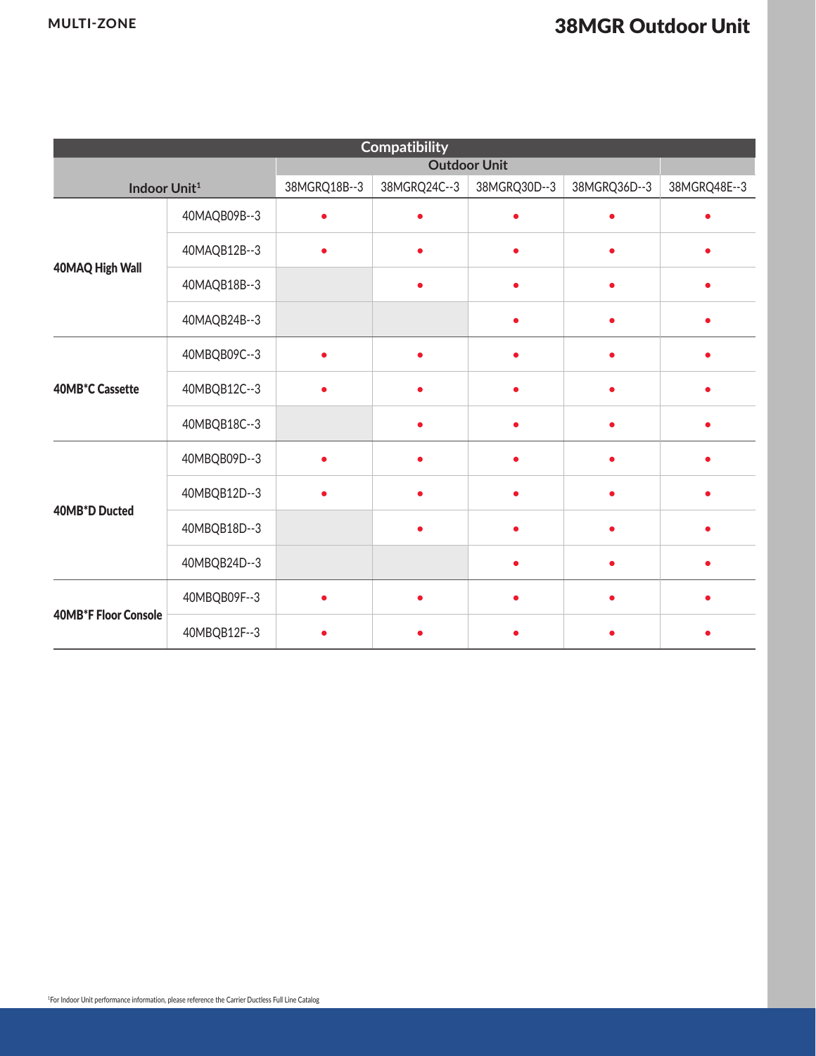# 38MGR Outdoor Unit

| Compatibility | | | | | | |
|---|---|---|---|---|---|---|
| Indoor Unit[1] | | Outdoor Unit | | | | |
| | | 38MGRQ18B--3 | 38MGRQ24C--3 | 38MGRQ30D--3 | 38MGRQ36D--3 | 38MGRQ48E--3 |
| 40MAQ High Wall | 40MAQB09B--3 | • | • | • | • | • |
| | 40MAQB12B--3 | • | • | • | • | • |
| | 40MAQB18B--3 | | • | • | • | • |
| | 40MAQB24B--3 | | | • | • | • |
| 40MB*C Cassette | 40MBQB09C--3 | • | • | • | • | • |
| | 40MBQB12C--3 | • | • | • | • | • |
| | 40MBQB18C--3 | | • | • | • | • |
| 40MB*D Ducted | 40MBQB09D--3 | • | • | • | • | • |
| | 40MBQB12D--3 | • | • | • | • | • |
| | 40MBQB18D--3 | | • | • | • | • |
| | 40MBQB24D--3 | | | • | • | • |
| 40MB*F Floor Console | 40MBQB09F--3 | • | • | • | • | • |
| | 40MBQB12F--3 | • | • | • | • | • |

[1]For Indoor Unit performance information, please reference the Carrier Ductless Full Line Catalog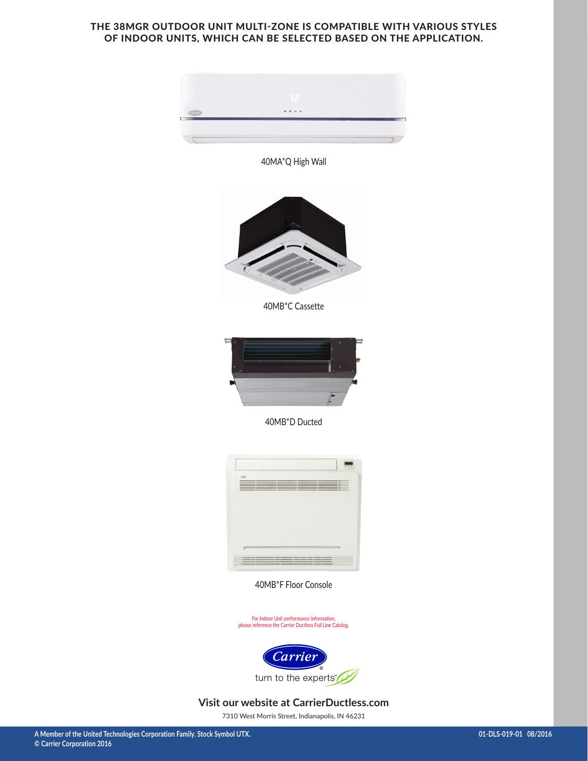## THE 38MGR OUTDOOR UNIT MULTI-ZONE IS COMPATIBLE WITH VARIOUS STYLES OF INDOOR UNITS, WHICH CAN BE SELECTED BASED ON THE APPLICATION.

40MA*Q High Wall

40MB*C Cassette

40MB*D Ducted

40MB*F Floor Console

For Indoor Unit performance information, please reference the Carrier Ductless Full Line Catalog.

Carrier® turn to the experts™

**Visit our website at CarrierDuctless.com**

7310 West Morris Street, Indianapolis, IN 46231

**A Member of the United Technologies Corporation Family. Stock Symbol UTX.**
**© Carrier Corporation 2016**

**01-DLS-019-01 08/2016**